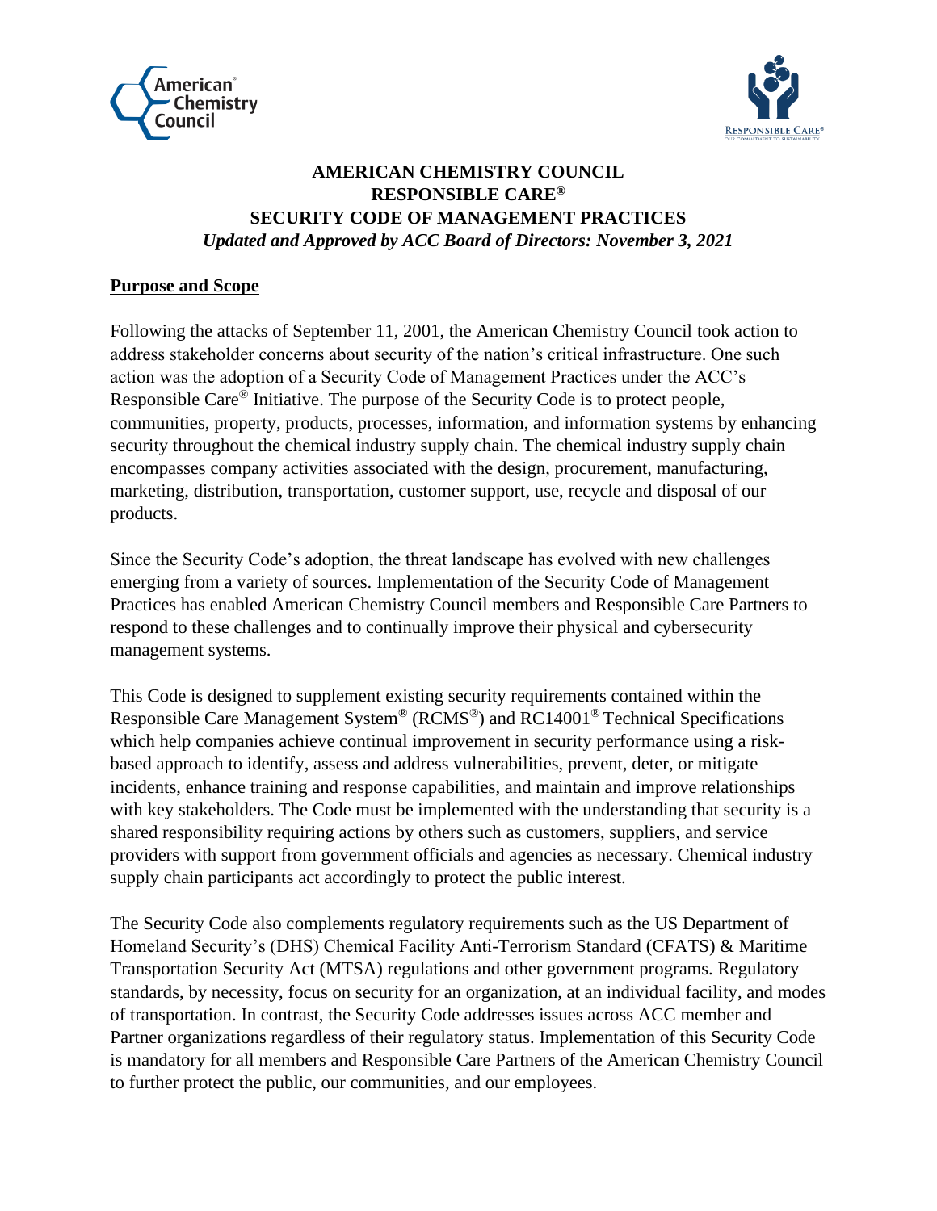# AMERICAN CHEMISTRY COUNCIL
# RESPONSIBLE CARE®
# SECURITY CODE OF MANAGEMENT PRACTICES

***Updated and Approved by ACC Board of Directors: November 3, 2021***

## Purpose and Scope

Following the attacks of September 11, 2001, the American Chemistry Council took action to address stakeholder concerns about security of the nation's critical infrastructure. One such action was the adoption of a Security Code of Management Practices under the ACC's Responsible Care® Initiative. The purpose of the Security Code is to protect people, communities, property, products, processes, information, and information systems by enhancing security throughout the chemical industry supply chain. The chemical industry supply chain encompasses company activities associated with the design, procurement, manufacturing, marketing, distribution, transportation, customer support, use, recycle and disposal of our products.

Since the Security Code's adoption, the threat landscape has evolved with new challenges emerging from a variety of sources. Implementation of the Security Code of Management Practices has enabled American Chemistry Council members and Responsible Care Partners to respond to these challenges and to continually improve their physical and cybersecurity management systems.

This Code is designed to supplement existing security requirements contained within the Responsible Care Management System® (RCMS®) and RC14001® Technical Specifications which help companies achieve continual improvement in security performance using a risk-based approach to identify, assess and address vulnerabilities, prevent, deter, or mitigate incidents, enhance training and response capabilities, and maintain and improve relationships with key stakeholders. The Code must be implemented with the understanding that security is a shared responsibility requiring actions by others such as customers, suppliers, and service providers with support from government officials and agencies as necessary. Chemical industry supply chain participants act accordingly to protect the public interest.

The Security Code also complements regulatory requirements such as the US Department of Homeland Security's (DHS) Chemical Facility Anti-Terrorism Standard (CFATS) & Maritime Transportation Security Act (MTSA) regulations and other government programs. Regulatory standards, by necessity, focus on security for an organization, at an individual facility, and modes of transportation. In contrast, the Security Code addresses issues across ACC member and Partner organizations regardless of their regulatory status. Implementation of this Security Code is mandatory for all members and Responsible Care Partners of the American Chemistry Council to further protect the public, our communities, and our employees.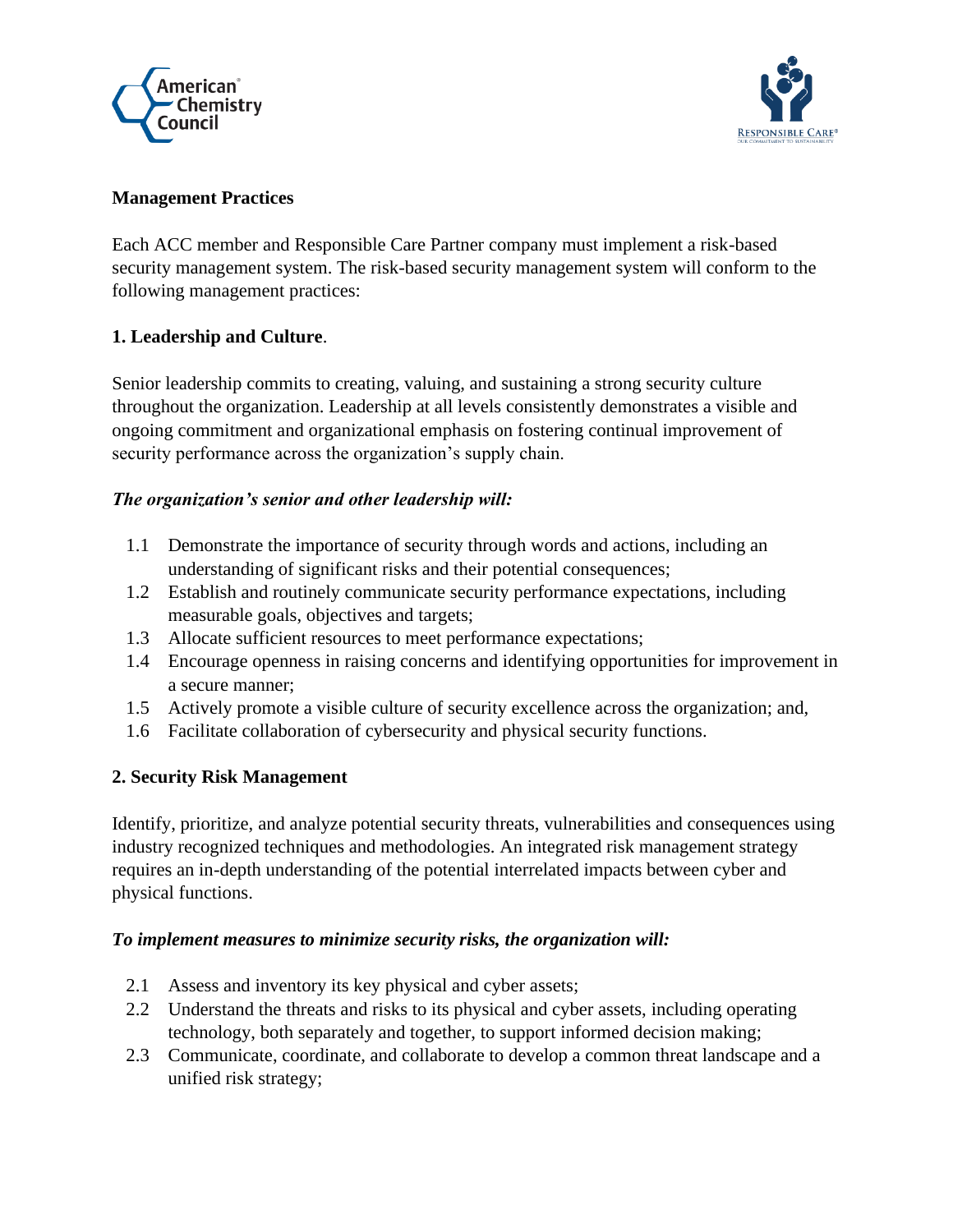**Management Practices**

Each ACC member and Responsible Care Partner company must implement a risk-based security management system. The risk-based security management system will conform to the following management practices:

**1. Leadership and Culture**.

Senior leadership commits to creating, valuing, and sustaining a strong security culture throughout the organization. Leadership at all levels consistently demonstrates a visible and ongoing commitment and organizational emphasis on fostering continual improvement of security performance across the organization's supply chain.

***The organization's senior and other leadership will:***

1.1 Demonstrate the importance of security through words and actions, including an understanding of significant risks and their potential consequences;
1.2 Establish and routinely communicate security performance expectations, including measurable goals, objectives and targets;
1.3 Allocate sufficient resources to meet performance expectations;
1.4 Encourage openness in raising concerns and identifying opportunities for improvement in a secure manner;
1.5 Actively promote a visible culture of security excellence across the organization; and,
1.6 Facilitate collaboration of cybersecurity and physical security functions.

**2. Security Risk Management**

Identify, prioritize, and analyze potential security threats, vulnerabilities and consequences using industry recognized techniques and methodologies. An integrated risk management strategy requires an in-depth understanding of the potential interrelated impacts between cyber and physical functions.

***To implement measures to minimize security risks, the organization will:***

2.1 Assess and inventory its key physical and cyber assets;
2.2 Understand the threats and risks to its physical and cyber assets, including operating technology, both separately and together, to support informed decision making;
2.3 Communicate, coordinate, and collaborate to develop a common threat landscape and a unified risk strategy;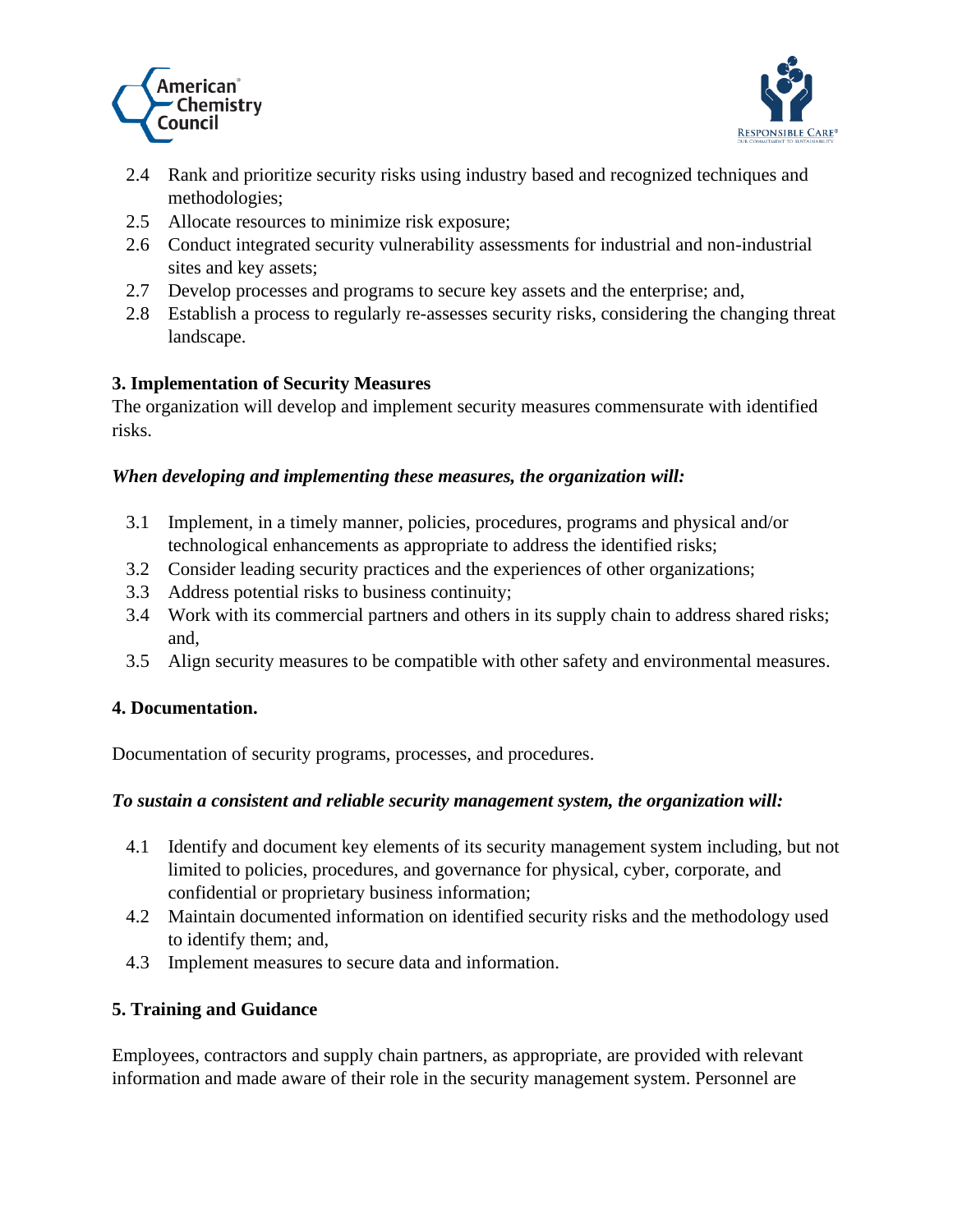2.4 Rank and prioritize security risks using industry based and recognized techniques and methodologies;
2.5 Allocate resources to minimize risk exposure;
2.6 Conduct integrated security vulnerability assessments for industrial and non-industrial sites and key assets;
2.7 Develop processes and programs to secure key assets and the enterprise; and,
2.8 Establish a process to regularly re-assesses security risks, considering the changing threat landscape.

**3. Implementation of Security Measures**

The organization will develop and implement security measures commensurate with identified risks.

***When developing and implementing these measures, the organization will:***

3.1 Implement, in a timely manner, policies, procedures, programs and physical and/or technological enhancements as appropriate to address the identified risks;
3.2 Consider leading security practices and the experiences of other organizations;
3.3 Address potential risks to business continuity;
3.4 Work with its commercial partners and others in its supply chain to address shared risks; and,
3.5 Align security measures to be compatible with other safety and environmental measures.

**4. Documentation.**

Documentation of security programs, processes, and procedures.

***To sustain a consistent and reliable security management system, the organization will:***

4.1 Identify and document key elements of its security management system including, but not limited to policies, procedures, and governance for physical, cyber, corporate, and confidential or proprietary business information;
4.2 Maintain documented information on identified security risks and the methodology used to identify them; and,
4.3 Implement measures to secure data and information.

**5. Training and Guidance**

Employees, contractors and supply chain partners, as appropriate, are provided with relevant information and made aware of their role in the security management system. Personnel are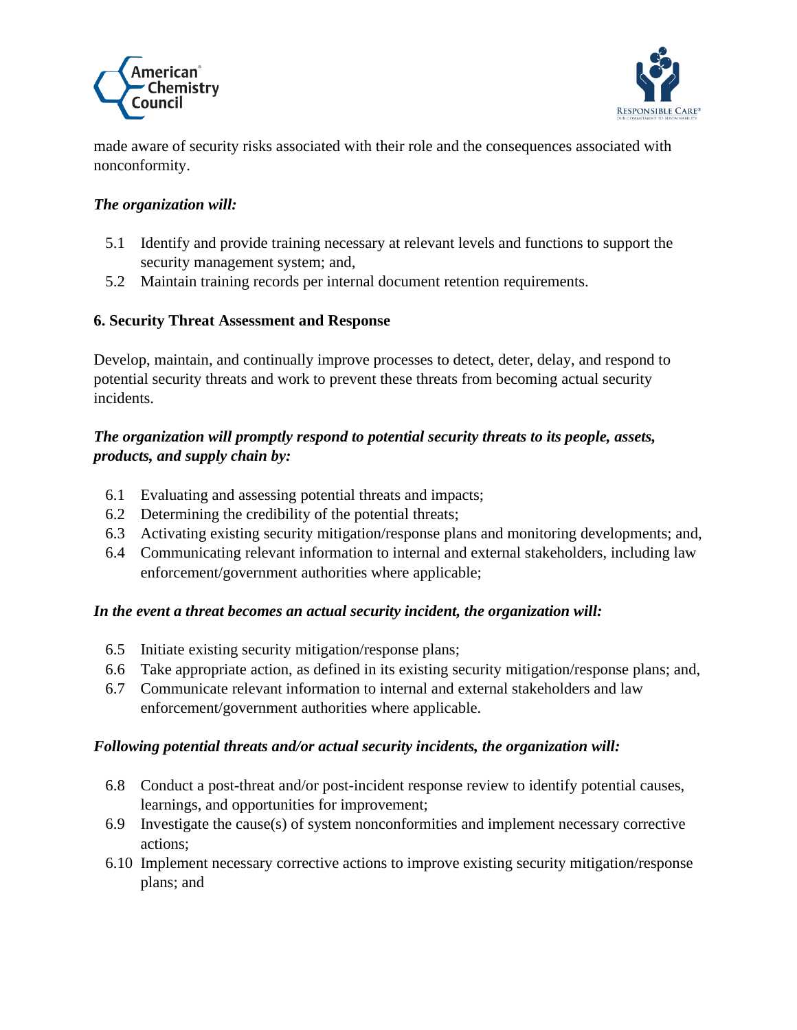made aware of security risks associated with their role and the consequences associated with nonconformity.

***The organization will:***

5.1 Identify and provide training necessary at relevant levels and functions to support the security management system; and,

5.2 Maintain training records per internal document retention requirements.

**6. Security Threat Assessment and Response**

Develop, maintain, and continually improve processes to detect, deter, delay, and respond to potential security threats and work to prevent these threats from becoming actual security incidents.

***The organization will promptly respond to potential security threats to its people, assets, products, and supply chain by:***

6.1 Evaluating and assessing potential threats and impacts;

6.2 Determining the credibility of the potential threats;

6.3 Activating existing security mitigation/response plans and monitoring developments; and,

6.4 Communicating relevant information to internal and external stakeholders, including law enforcement/government authorities where applicable;

***In the event a threat becomes an actual security incident, the organization will:***

6.5 Initiate existing security mitigation/response plans;

6.6 Take appropriate action, as defined in its existing security mitigation/response plans; and,

6.7 Communicate relevant information to internal and external stakeholders and law enforcement/government authorities where applicable.

***Following potential threats and/or actual security incidents, the organization will:***

6.8 Conduct a post-threat and/or post-incident response review to identify potential causes, learnings, and opportunities for improvement;

6.9 Investigate the cause(s) of system nonconformities and implement necessary corrective actions;

6.10 Implement necessary corrective actions to improve existing security mitigation/response plans; and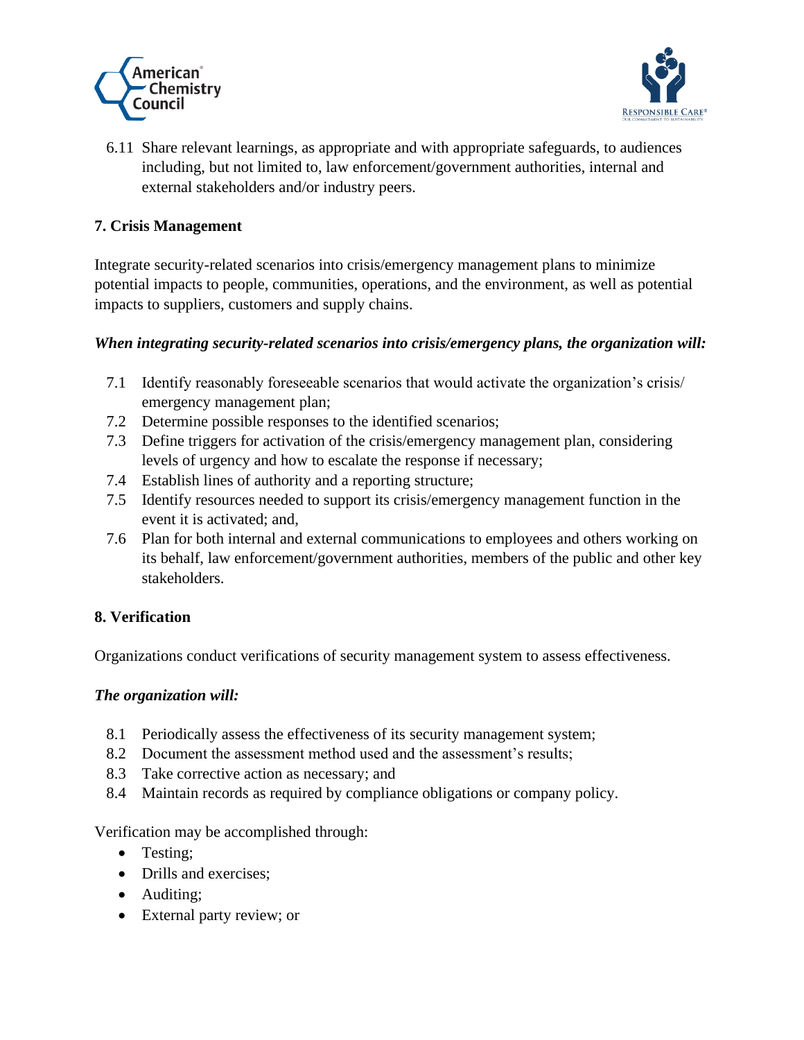6.11 Share relevant learnings, as appropriate and with appropriate safeguards, to audiences including, but not limited to, law enforcement/government authorities, internal and external stakeholders and/or industry peers.

## 7. Crisis Management

Integrate security-related scenarios into crisis/emergency management plans to minimize potential impacts to people, communities, operations, and the environment, as well as potential impacts to suppliers, customers and supply chains.

***When integrating security-related scenarios into crisis/emergency plans, the organization will:***

7.1 Identify reasonably foreseeable scenarios that would activate the organization's crisis/ emergency management plan;
7.2 Determine possible responses to the identified scenarios;
7.3 Define triggers for activation of the crisis/emergency management plan, considering levels of urgency and how to escalate the response if necessary;
7.4 Establish lines of authority and a reporting structure;
7.5 Identify resources needed to support its crisis/emergency management function in the event it is activated; and,
7.6 Plan for both internal and external communications to employees and others working on its behalf, law enforcement/government authorities, members of the public and other key stakeholders.

## 8. Verification

Organizations conduct verifications of security management system to assess effectiveness.

***The organization will:***

8.1 Periodically assess the effectiveness of its security management system;
8.2 Document the assessment method used and the assessment's results;
8.3 Take corrective action as necessary; and
8.4 Maintain records as required by compliance obligations or company policy.

Verification may be accomplished through:

- Testing;
- Drills and exercises;
- Auditing;
- External party review; or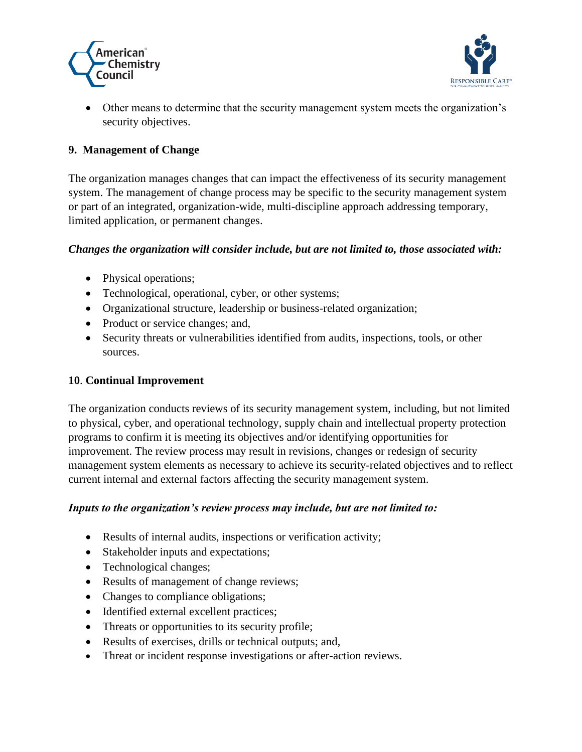- Other means to determine that the security management system meets the organization's security objectives.

## 9. Management of Change

The organization manages changes that can impact the effectiveness of its security management system. The management of change process may be specific to the security management system or part of an integrated, organization-wide, multi-discipline approach addressing temporary, limited application, or permanent changes.

***Changes the organization will consider include, but are not limited to, those associated with:***

- Physical operations;
- Technological, operational, cyber, or other systems;
- Organizational structure, leadership or business-related organization;
- Product or service changes; and,
- Security threats or vulnerabilities identified from audits, inspections, tools, or other sources.

## 10. Continual Improvement

The organization conducts reviews of its security management system, including, but not limited to physical, cyber, and operational technology, supply chain and intellectual property protection programs to confirm it is meeting its objectives and/or identifying opportunities for improvement. The review process may result in revisions, changes or redesign of security management system elements as necessary to achieve its security-related objectives and to reflect current internal and external factors affecting the security management system.

***Inputs to the organization's review process may include, but are not limited to:***

- Results of internal audits, inspections or verification activity;
- Stakeholder inputs and expectations;
- Technological changes;
- Results of management of change reviews;
- Changes to compliance obligations;
- Identified external excellent practices;
- Threats or opportunities to its security profile;
- Results of exercises, drills or technical outputs; and,
- Threat or incident response investigations or after-action reviews.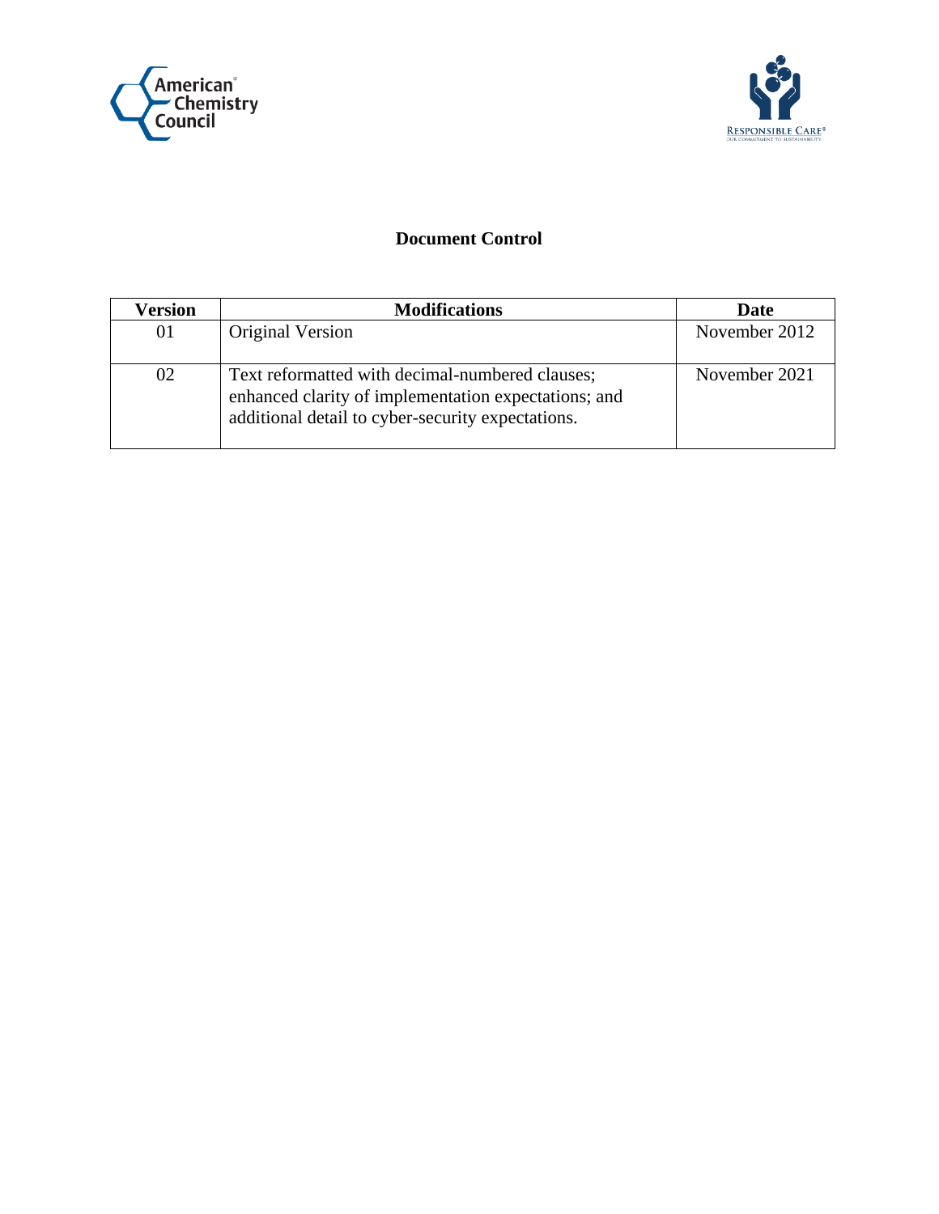## Document Control

| Version | Modifications | Date |
|---|---|---|
| 01 | Original Version | November 2012 |
| 02 | Text reformatted with decimal-numbered clauses; enhanced clarity of implementation expectations; and additional detail to cyber-security expectations. | November 2021 |